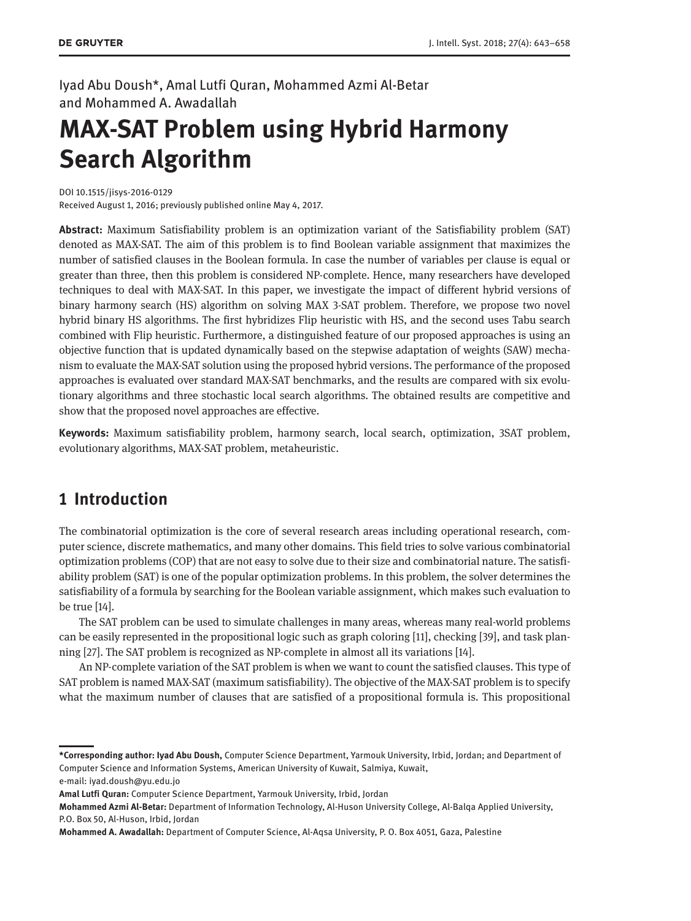Iyad Abu Doush*, Amal Lutfi Quran, Mohammed Azmi Al-Betar and Mohammed A. Awadallah

# MAX-SAT Problem using Hybrid Harmony Search Algorithm

DOI 10.1515/jisys-2016-0129
Received August 1, 2016; previously published online May 4, 2017.

**Abstract:** Maximum Satisfiability problem is an optimization variant of the Satisfiability problem (SAT) denoted as MAX-SAT. The aim of this problem is to find Boolean variable assignment that maximizes the number of satisfied clauses in the Boolean formula. In case the number of variables per clause is equal or greater than three, then this problem is considered NP-complete. Hence, many researchers have developed techniques to deal with MAX-SAT. In this paper, we investigate the impact of different hybrid versions of binary harmony search (HS) algorithm on solving MAX 3-SAT problem. Therefore, we propose two novel hybrid binary HS algorithms. The first hybridizes Flip heuristic with HS, and the second uses Tabu search combined with Flip heuristic. Furthermore, a distinguished feature of our proposed approaches is using an objective function that is updated dynamically based on the stepwise adaptation of weights (SAW) mechanism to evaluate the MAX-SAT solution using the proposed hybrid versions. The performance of the proposed approaches is evaluated over standard MAX-SAT benchmarks, and the results are compared with six evolutionary algorithms and three stochastic local search algorithms. The obtained results are competitive and show that the proposed novel approaches are effective.

**Keywords:** Maximum satisfiability problem, harmony search, local search, optimization, 3SAT problem, evolutionary algorithms, MAX-SAT problem, metaheuristic.

## 1 Introduction

The combinatorial optimization is the core of several research areas including operational research, computer science, discrete mathematics, and many other domains. This field tries to solve various combinatorial optimization problems (COP) that are not easy to solve due to their size and combinatorial nature. The satisfiability problem (SAT) is one of the popular optimization problems. In this problem, the solver determines the satisfiability of a formula by searching for the Boolean variable assignment, which makes such evaluation to be true [14].

The SAT problem can be used to simulate challenges in many areas, whereas many real-world problems can be easily represented in the propositional logic such as graph coloring [11], checking [39], and task planning [27]. The SAT problem is recognized as NP-complete in almost all its variations [14].

An NP-complete variation of the SAT problem is when we want to count the satisfied clauses. This type of SAT problem is named MAX-SAT (maximum satisfiability). The objective of the MAX-SAT problem is to specify what the maximum number of clauses that are satisfied of a propositional formula is. This propositional

---

**\*Corresponding author: Iyad Abu Doush,** Computer Science Department, Yarmouk University, Irbid, Jordan; and Department of Computer Science and Information Systems, American University of Kuwait, Salmiya, Kuwait,
e-mail: iyad.doush@yu.edu.jo

**Amal Lutfi Quran:** Computer Science Department, Yarmouk University, Irbid, Jordan

**Mohammed Azmi Al-Betar:** Department of Information Technology, Al-Huson University College, Al-Balqa Applied University, P.O. Box 50, Al-Huson, Irbid, Jordan

**Mohammed A. Awadallah:** Department of Computer Science, Al-Aqsa University, P. O. Box 4051, Gaza, Palestine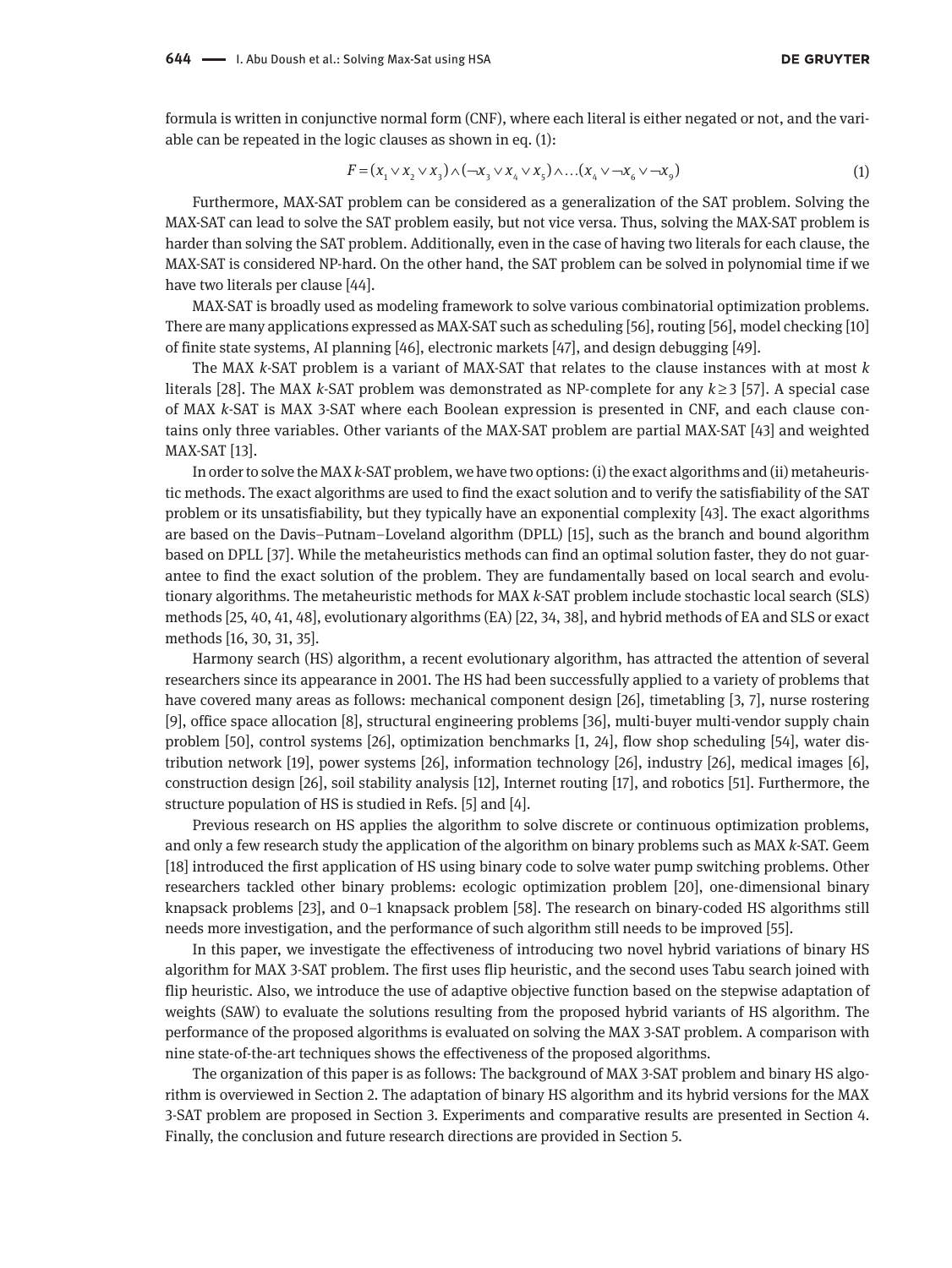formula is written in conjunctive normal form (CNF), where each literal is either negated or not, and the variable can be repeated in the logic clauses as shown in eq. (1):

$$F = (x_1 \vee x_2 \vee x_3) \wedge (\neg x_3 \vee x_4 \vee x_5) \wedge \ldots (x_4 \vee \neg x_6 \vee \neg x_9) \tag{1}$$

Furthermore, MAX-SAT problem can be considered as a generalization of the SAT problem. Solving the MAX-SAT can lead to solve the SAT problem easily, but not vice versa. Thus, solving the MAX-SAT problem is harder than solving the SAT problem. Additionally, even in the case of having two literals for each clause, the MAX-SAT is considered NP-hard. On the other hand, the SAT problem can be solved in polynomial time if we have two literals per clause [44].

MAX-SAT is broadly used as modeling framework to solve various combinatorial optimization problems. There are many applications expressed as MAX-SAT such as scheduling [56], routing [56], model checking [10] of finite state systems, AI planning [46], electronic markets [47], and design debugging [49].

The MAX *k*-SAT problem is a variant of MAX-SAT that relates to the clause instances with at most *k* literals [28]. The MAX *k*-SAT problem was demonstrated as NP-complete for any $k \geq 3$ [57]. A special case of MAX *k*-SAT is MAX 3-SAT where each Boolean expression is presented in CNF, and each clause contains only three variables. Other variants of the MAX-SAT problem are partial MAX-SAT [43] and weighted MAX-SAT [13].

In order to solve the MAX *k*-SAT problem, we have two options: (i) the exact algorithms and (ii) metaheuristic methods. The exact algorithms are used to find the exact solution and to verify the satisfiability of the SAT problem or its unsatisfiability, but they typically have an exponential complexity [43]. The exact algorithms are based on the Davis–Putnam–Loveland algorithm (DPLL) [15], such as the branch and bound algorithm based on DPLL [37]. While the metaheuristics methods can find an optimal solution faster, they do not guarantee to find the exact solution of the problem. They are fundamentally based on local search and evolutionary algorithms. The metaheuristic methods for MAX *k*-SAT problem include stochastic local search (SLS) methods [25, 40, 41, 48], evolutionary algorithms (EA) [22, 34, 38], and hybrid methods of EA and SLS or exact methods [16, 30, 31, 35].

Harmony search (HS) algorithm, a recent evolutionary algorithm, has attracted the attention of several researchers since its appearance in 2001. The HS had been successfully applied to a variety of problems that have covered many areas as follows: mechanical component design [26], timetabling [3, 7], nurse rostering [9], office space allocation [8], structural engineering problems [36], multi-buyer multi-vendor supply chain problem [50], control systems [26], optimization benchmarks [1, 24], flow shop scheduling [54], water distribution network [19], power systems [26], information technology [26], industry [26], medical images [6], construction design [26], soil stability analysis [12], Internet routing [17], and robotics [51]. Furthermore, the structure population of HS is studied in Refs. [5] and [4].

Previous research on HS applies the algorithm to solve discrete or continuous optimization problems, and only a few research study the application of the algorithm on binary problems such as MAX *k*-SAT. Geem [18] introduced the first application of HS using binary code to solve water pump switching problems. Other researchers tackled other binary problems: ecologic optimization problem [20], one-dimensional binary knapsack problems [23], and 0–1 knapsack problem [58]. The research on binary-coded HS algorithms still needs more investigation, and the performance of such algorithm still needs to be improved [55].

In this paper, we investigate the effectiveness of introducing two novel hybrid variations of binary HS algorithm for MAX 3-SAT problem. The first uses flip heuristic, and the second uses Tabu search joined with flip heuristic. Also, we introduce the use of adaptive objective function based on the stepwise adaptation of weights (SAW) to evaluate the solutions resulting from the proposed hybrid variants of HS algorithm. The performance of the proposed algorithms is evaluated on solving the MAX 3-SAT problem. A comparison with nine state-of-the-art techniques shows the effectiveness of the proposed algorithms.

The organization of this paper is as follows: The background of MAX 3-SAT problem and binary HS algorithm is overviewed in Section 2. The adaptation of binary HS algorithm and its hybrid versions for the MAX 3-SAT problem are proposed in Section 3. Experiments and comparative results are presented in Section 4. Finally, the conclusion and future research directions are provided in Section 5.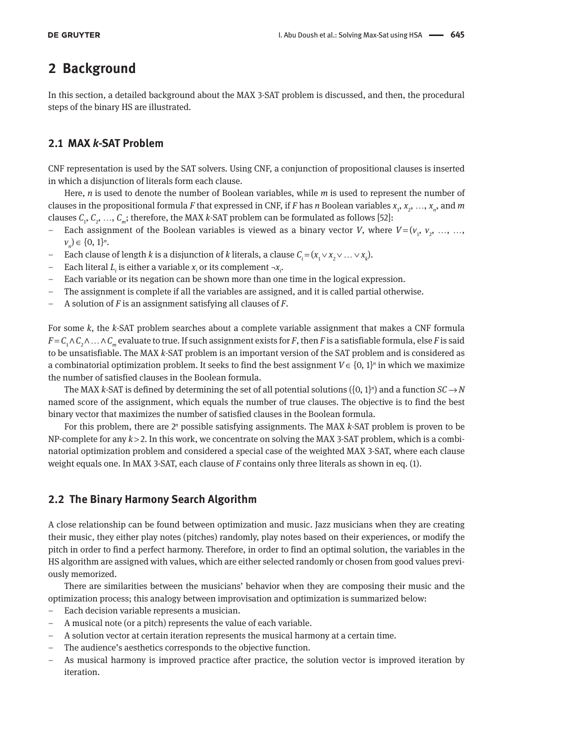# 2 Background

In this section, a detailed background about the MAX 3-SAT problem is discussed, and then, the procedural steps of the binary HS are illustrated.

## 2.1 MAX *k*-SAT Problem

CNF representation is used by the SAT solvers. Using CNF, a conjunction of propositional clauses is inserted in which a disjunction of literals form each clause.

Here, $n$ is used to denote the number of Boolean variables, while $m$ is used to represent the number of clauses in the propositional formula $F$ that expressed in CNF, if $F$ has $n$ Boolean variables $x_1, x_2, \ldots, x_n$, and $m$ clauses $C_1, C_2, \ldots, C_m$; therefore, the MAX $k$-SAT problem can be formulated as follows [52]:

- Each assignment of the Boolean variables is viewed as a binary vector $V$, where $V = (v_1, v_2, \ldots, \ldots, v_n) \in \{0, 1\}^n$.
- Each clause of length $k$ is a disjunction of $k$ literals, a clause $C_i = (x_1 \vee x_2 \vee \ldots \vee x_k)$.
- Each literal $L_i$ is either a variable $x_i$ or its complement $\neg x_i$.
- Each variable or its negation can be shown more than one time in the logical expression.
- The assignment is complete if all the variables are assigned, and it is called partial otherwise.
- A solution of $F$ is an assignment satisfying all clauses of $F$.

For some $k$, the $k$-SAT problem searches about a complete variable assignment that makes a CNF formula $F = C_1 \wedge C_2 \wedge \ldots \wedge C_m$ evaluate to true. If such assignment exists for $F$, then $F$ is a satisfiable formula, else $F$ is said to be unsatisfiable. The MAX $k$-SAT problem is an important version of the SAT problem and is considered as a combinatorial optimization problem. It seeks to find the best assignment $V \in \{0, 1\}^n$ in which we maximize the number of satisfied clauses in the Boolean formula.

The MAX $k$-SAT is defined by determining the set of all potential solutions ($\{0, 1\}^n$) and a function $SC \rightarrow N$ named score of the assignment, which equals the number of true clauses. The objective is to find the best binary vector that maximizes the number of satisfied clauses in the Boolean formula.

For this problem, there are $2^n$ possible satisfying assignments. The MAX $k$-SAT problem is proven to be NP-complete for any $k > 2$. In this work, we concentrate on solving the MAX 3-SAT problem, which is a combinatorial optimization problem and considered a special case of the weighted MAX 3-SAT, where each clause weight equals one. In MAX 3-SAT, each clause of $F$ contains only three literals as shown in eq. (1).

## 2.2 The Binary Harmony Search Algorithm

A close relationship can be found between optimization and music. Jazz musicians when they are creating their music, they either play notes (pitches) randomly, play notes based on their experiences, or modify the pitch in order to find a perfect harmony. Therefore, in order to find an optimal solution, the variables in the HS algorithm are assigned with values, which are either selected randomly or chosen from good values previously memorized.

There are similarities between the musicians' behavior when they are composing their music and the optimization process; this analogy between improvisation and optimization is summarized below:

- Each decision variable represents a musician.
- A musical note (or a pitch) represents the value of each variable.
- A solution vector at certain iteration represents the musical harmony at a certain time.
- The audience's aesthetics corresponds to the objective function.
- As musical harmony is improved practice after practice, the solution vector is improved iteration by iteration.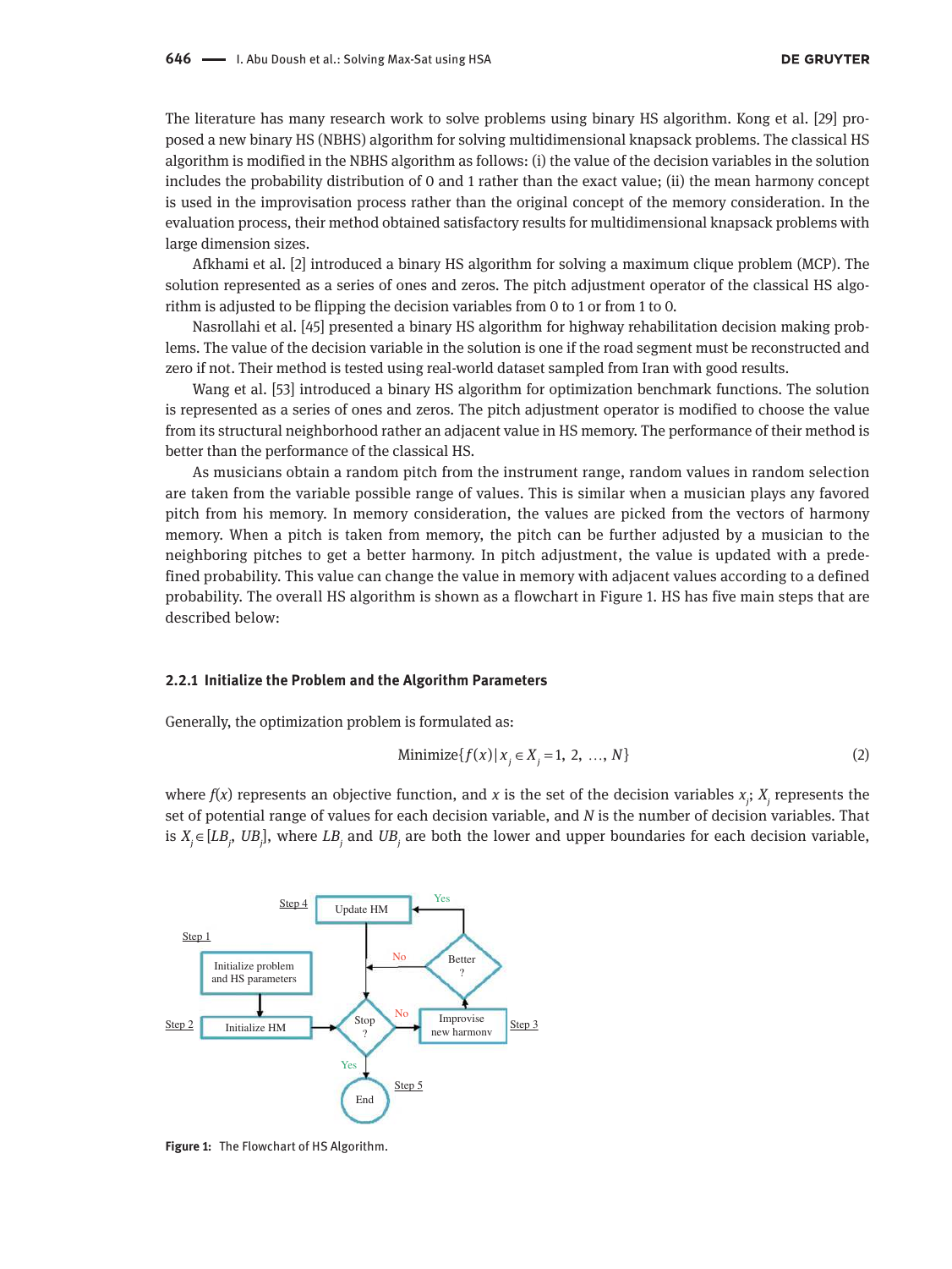The literature has many research work to solve problems using binary HS algorithm. Kong et al. [29] proposed a new binary HS (NBHS) algorithm for solving multidimensional knapsack problems. The classical HS algorithm is modified in the NBHS algorithm as follows: (i) the value of the decision variables in the solution includes the probability distribution of 0 and 1 rather than the exact value; (ii) the mean harmony concept is used in the improvisation process rather than the original concept of the memory consideration. In the evaluation process, their method obtained satisfactory results for multidimensional knapsack problems with large dimension sizes.

Afkhami et al. [2] introduced a binary HS algorithm for solving a maximum clique problem (MCP). The solution represented as a series of ones and zeros. The pitch adjustment operator of the classical HS algorithm is adjusted to be flipping the decision variables from 0 to 1 or from 1 to 0.

Nasrollahi et al. [45] presented a binary HS algorithm for highway rehabilitation decision making problems. The value of the decision variable in the solution is one if the road segment must be reconstructed and zero if not. Their method is tested using real-world dataset sampled from Iran with good results.

Wang et al. [53] introduced a binary HS algorithm for optimization benchmark functions. The solution is represented as a series of ones and zeros. The pitch adjustment operator is modified to choose the value from its structural neighborhood rather an adjacent value in HS memory. The performance of their method is better than the performance of the classical HS.

As musicians obtain a random pitch from the instrument range, random values in random selection are taken from the variable possible range of values. This is similar when a musician plays any favored pitch from his memory. In memory consideration, the values are picked from the vectors of harmony memory. When a pitch is taken from memory, the pitch can be further adjusted by a musician to the neighboring pitches to get a better harmony. In pitch adjustment, the value is updated with a predefined probability. This value can change the value in memory with adjacent values according to a defined probability. The overall HS algorithm is shown as a flowchart in Figure 1. HS has five main steps that are described below:

### 2.2.1 Initialize the Problem and the Algorithm Parameters

Generally, the optimization problem is formulated as:

$$\text{Minimize}\{f(x) \mid x_j \in X_j = 1, 2, \ldots, N\} \tag{2}$$

where $f(x)$ represents an objective function, and $x$ is the set of the decision variables $x_j$; $X_j$ represents the set of potential range of values for each decision variable, and $N$ is the number of decision variables. That is $X_j \in [LB_j, UB_j]$, where $LB_j$ and $UB_j$ are both the lower and upper boundaries for each decision variable,

Step 4
Update HM
Yes
Step 1
No
Better ?
Initialize problem and HS parameters
No
Step 2
Initialize HM
Stop ?
Improvise new harmony
Step 3
Yes
Step 5
End

**Figure 1:** The Flowchart of HS Algorithm.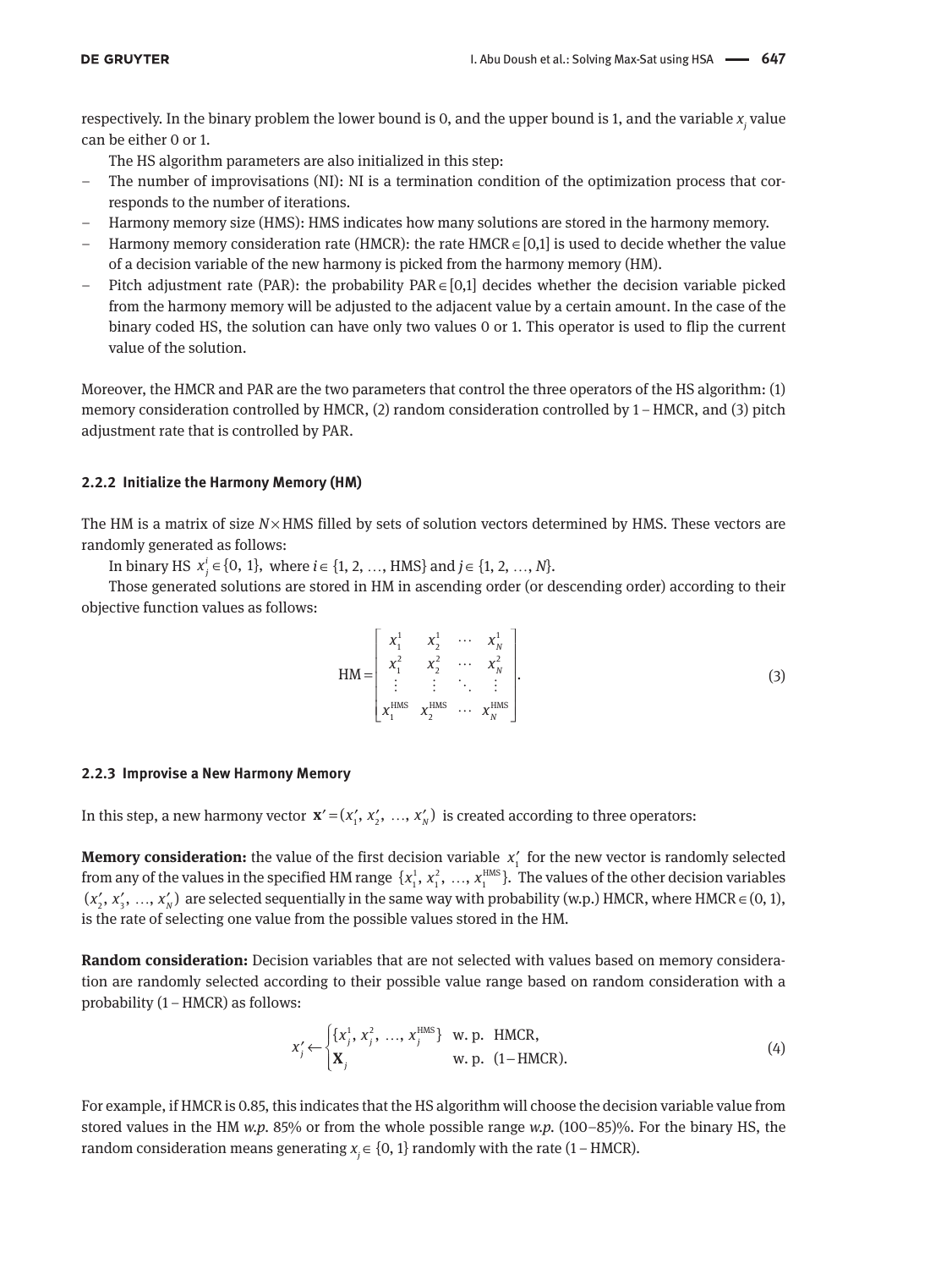respectively. In the binary problem the lower bound is 0, and the upper bound is 1, and the variable $x_j$ value can be either 0 or 1.

The HS algorithm parameters are also initialized in this step:

- The number of improvisations (NI): NI is a termination condition of the optimization process that corresponds to the number of iterations.
- Harmony memory size (HMS): HMS indicates how many solutions are stored in the harmony memory.
- Harmony memory consideration rate (HMCR): the rate $\text{HMCR} \in [0,1]$ is used to decide whether the value of a decision variable of the new harmony is picked from the harmony memory (HM).
- Pitch adjustment rate (PAR): the probability $\text{PAR} \in [0,1]$ decides whether the decision variable picked from the harmony memory will be adjusted to the adjacent value by a certain amount. In the case of the binary coded HS, the solution can have only two values 0 or 1. This operator is used to flip the current value of the solution.

Moreover, the HMCR and PAR are the two parameters that control the three operators of the HS algorithm: (1) memory consideration controlled by HMCR, (2) random consideration controlled by 1 – HMCR, and (3) pitch adjustment rate that is controlled by PAR.

### 2.2.2 Initialize the Harmony Memory (HM)

The HM is a matrix of size $N \times \text{HMS}$ filled by sets of solution vectors determined by HMS. These vectors are randomly generated as follows:

In binary HS $x_j^i \in \{0, 1\}$, where $i \in \{1, 2, \ldots, \text{HMS}\}$ and $j \in \{1, 2, \ldots, N\}$.

Those generated solutions are stored in HM in ascending order (or descending order) according to their objective function values as follows:

$$\text{HM} = \begin{bmatrix} x_1^1 & x_2^1 & \cdots & x_N^1 \\ x_1^2 & x_2^2 & \cdots & x_N^2 \\ \vdots & \vdots & \ddots & \vdots \\ x_1^{\text{HMS}} & x_2^{\text{HMS}} & \cdots & x_N^{\text{HMS}} \end{bmatrix}. \tag{3}$$

### 2.2.3 Improvise a New Harmony Memory

In this step, a new harmony vector $\mathbf{x}' = (x_1', x_2', \ldots, x_N')$ is created according to three operators:

**Memory consideration:** the value of the first decision variable $x_1'$ for the new vector is randomly selected from any of the values in the specified HM range $\{x_1^1, x_1^2, \ldots, x_1^{\text{HMS}}\}$. The values of the other decision variables $(x_2', x_3', \ldots, x_N')$ are selected sequentially in the same way with probability (w.p.) HMCR, where $\text{HMCR} \in (0, 1)$, is the rate of selecting one value from the possible values stored in the HM.

**Random consideration:** Decision variables that are not selected with values based on memory consideration are randomly selected according to their possible value range based on random consideration with a probability (1 – HMCR) as follows:

$$x_j' \leftarrow \begin{cases} \{x_j^1, x_j^2, \ldots, x_j^{\text{HMS}}\} & \text{w. p. } \text{HMCR}, \\ \mathbf{X}_j & \text{w. p. } (1 - \text{HMCR}). \end{cases} \tag{4}$$

For example, if HMCR is 0.85, this indicates that the HS algorithm will choose the decision variable value from stored values in the HM *w.p.* 85% or from the whole possible range *w.p.* (100–85)%. For the binary HS, the random consideration means generating $x_j \in \{0, 1\}$ randomly with the rate (1 – HMCR).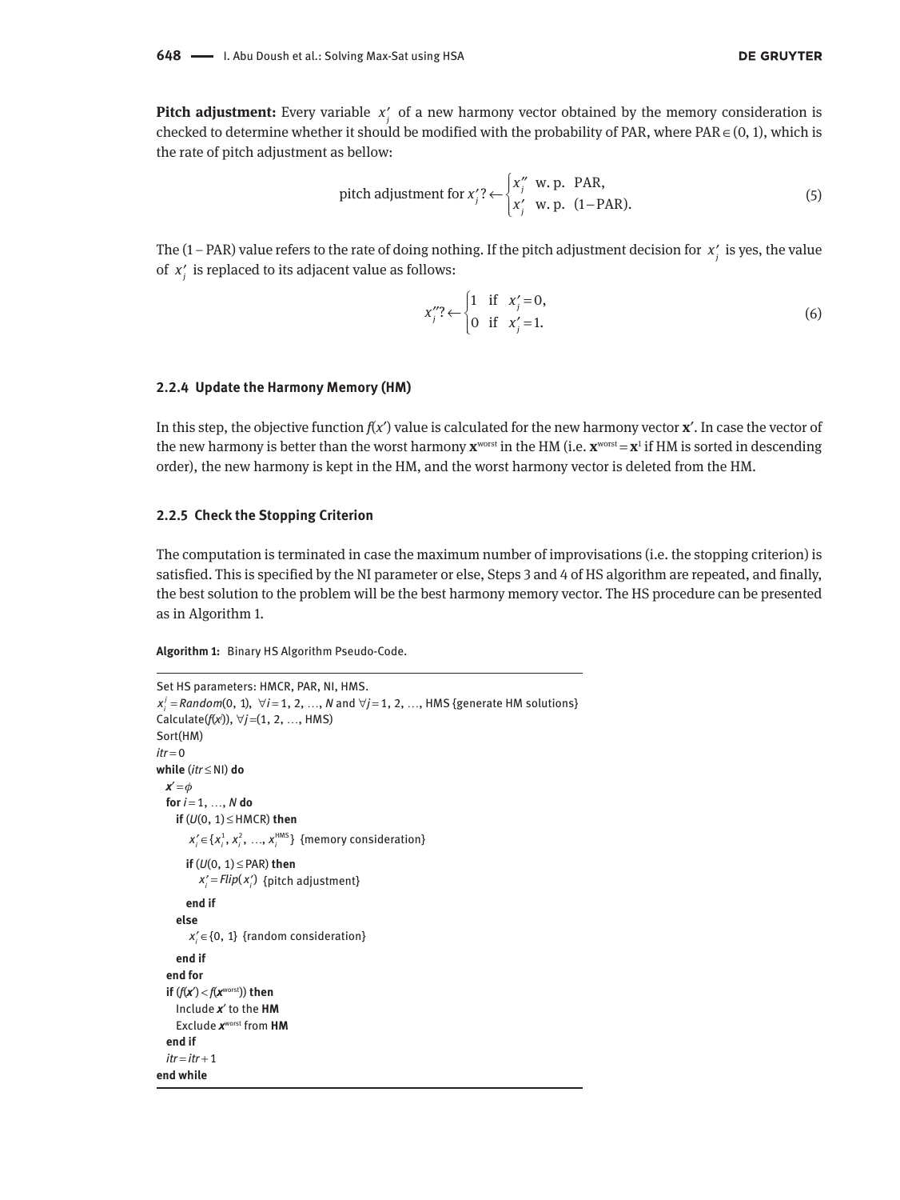**Pitch adjustment:** Every variable $x'_j$ of a new harmony vector obtained by the memory consideration is checked to determine whether it should be modified with the probability of PAR, where PAR ∈ (0, 1), which is the rate of pitch adjustment as bellow:

$$\text{pitch adjustment for } x'_j ? \leftarrow \begin{cases} x''_j & \text{w. p. PAR,} \\ x'_j & \text{w. p. } (1-\text{PAR}). \end{cases} \tag{5}$$

The (1 – PAR) value refers to the rate of doing nothing. If the pitch adjustment decision for $x'_j$ is yes, the value of $x'_j$ is replaced to its adjacent value as follows:

$$x''_j ? \leftarrow \begin{cases} 1 & \text{if } x'_j = 0, \\ 0 & \text{if } x'_j = 1. \end{cases} \tag{6}$$

### 2.2.4 Update the Harmony Memory (HM)

In this step, the objective function $f(x')$ value is calculated for the new harmony vector $\mathbf{x}'$. In case the vector of the new harmony is better than the worst harmony $\mathbf{x}^{\text{worst}}$ in the HM (i.e. $\mathbf{x}^{\text{worst}} = \mathbf{x}^1$ if HM is sorted in descending order), the new harmony is kept in the HM, and the worst harmony vector is deleted from the HM.

### 2.2.5 Check the Stopping Criterion

The computation is terminated in case the maximum number of improvisations (i.e. the stopping criterion) is satisfied. This is specified by the NI parameter or else, Steps 3 and 4 of HS algorithm are repeated, and finally, the best solution to the problem will be the best harmony memory vector. The HS procedure can be presented as in Algorithm 1.

**Algorithm 1:** Binary HS Algorithm Pseudo-Code.

```
Set HS parameters: HMCR, PAR, NI, HMS.
x_i^j = Random(0, 1), ∀i = 1, 2, …, N and ∀j = 1, 2, …, HMS {generate HM solutions}
Calculate(f(x^j)), ∀j = (1, 2, …, HMS)
Sort(HM)
itr = 0
while (itr ≤ NI) do
  x' = φ
  for i = 1, …, N do
    if (U(0, 1) ≤ HMCR) then
      x'_i ∈ {x_i^1, x_i^2, …, x_i^HMS} {memory consideration}
      if (U(0, 1) ≤ PAR) then
        x'_i = Flip(x'_i) {pitch adjustment}
      end if
    else
      x'_i ∈ {0, 1} {random consideration}
    end if
  end for
  if (f(x') < f(x^worst)) then
    Include x' to the HM
    Exclude x^worst from HM
  end if
  itr = itr + 1
end while
```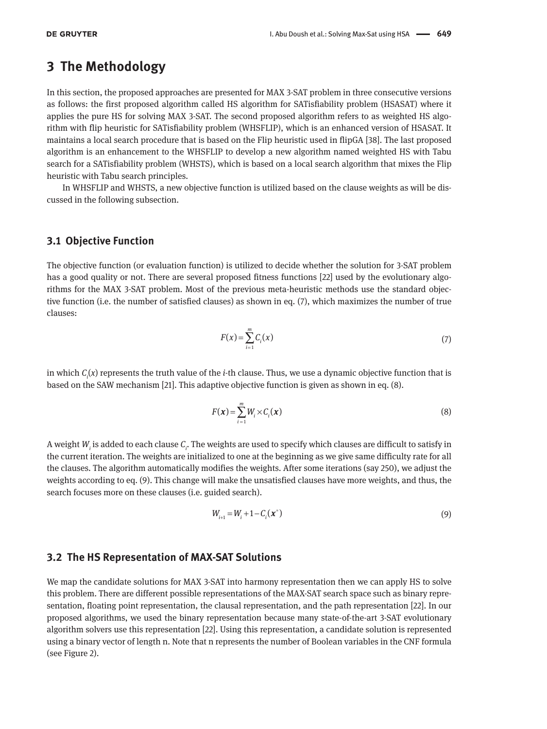# 3 The Methodology

In this section, the proposed approaches are presented for MAX 3-SAT problem in three consecutive versions as follows: the first proposed algorithm called HS algorithm for SATisfiability problem (HSASAT) where it applies the pure HS for solving MAX 3-SAT. The second proposed algorithm refers to as weighted HS algorithm with flip heuristic for SATisfiability problem (WHSFLIP), which is an enhanced version of HSASAT. It maintains a local search procedure that is based on the Flip heuristic used in flipGA [38]. The last proposed algorithm is an enhancement to the WHSFLIP to develop a new algorithm named weighted HS with Tabu search for a SATisfiability problem (WHSTS), which is based on a local search algorithm that mixes the Flip heuristic with Tabu search principles.

In WHSFLIP and WHSTS, a new objective function is utilized based on the clause weights as will be discussed in the following subsection.

## 3.1 Objective Function

The objective function (or evaluation function) is utilized to decide whether the solution for 3-SAT problem has a good quality or not. There are several proposed fitness functions [22] used by the evolutionary algorithms for the MAX 3-SAT problem. Most of the previous meta-heuristic methods use the standard objective function (i.e. the number of satisfied clauses) as shown in eq. (7), which maximizes the number of true clauses:

$$F(x) = \sum_{i=1}^{m} C_i(x) \tag{7}$$

in which $C_i(x)$ represents the truth value of the $i$-th clause. Thus, we use a dynamic objective function that is based on the SAW mechanism [21]. This adaptive objective function is given as shown in eq. (8).

$$F(\boldsymbol{x}) = \sum_{i=1}^{m} W_i \times C_i(\boldsymbol{x}) \tag{8}$$

A weight $W_i$ is added to each clause $C_i$. The weights are used to specify which clauses are difficult to satisfy in the current iteration. The weights are initialized to one at the beginning as we give same difficulty rate for all the clauses. The algorithm automatically modifies the weights. After some iterations (say 250), we adjust the weights according to eq. (9). This change will make the unsatisfied clauses have more weights, and thus, the search focuses more on these clauses (i.e. guided search).

$$W_{i+1} = W_i + 1 - C_i(\boldsymbol{x}^*) \tag{9}$$

## 3.2 The HS Representation of MAX-SAT Solutions

We map the candidate solutions for MAX 3-SAT into harmony representation then we can apply HS to solve this problem. There are different possible representations of the MAX-SAT search space such as binary representation, floating point representation, the clausal representation, and the path representation [22]. In our proposed algorithms, we used the binary representation because many state-of-the-art 3-SAT evolutionary algorithm solvers use this representation [22]. Using this representation, a candidate solution is represented using a binary vector of length n. Note that n represents the number of Boolean variables in the CNF formula (see Figure 2).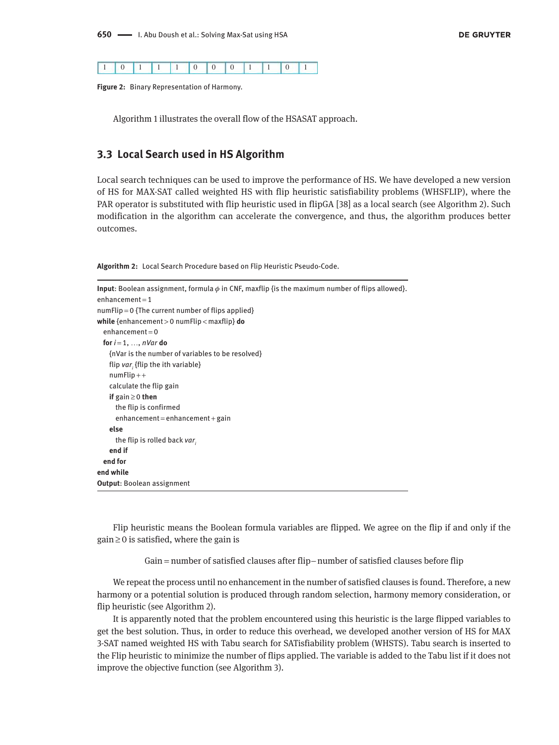| 1 | 0 | 1 | 1 | 1 | 0 | 0 | 0 | 1 | 1 | 0 | 1 |
|---|---|---|---|---|---|---|---|---|---|---|---|

**Figure 2:** Binary Representation of Harmony.

Algorithm 1 illustrates the overall flow of the HSASAT approach.

## 3.3 Local Search used in HS Algorithm

Local search techniques can be used to improve the performance of HS. We have developed a new version of HS for MAX-SAT called weighted HS with flip heuristic satisfiability problems (WHSFLIP), where the PAR operator is substituted with flip heuristic used in flipGA [38] as a local search (see Algorithm 2). Such modification in the algorithm can accelerate the convergence, and thus, the algorithm produces better outcomes.

**Algorithm 2:** Local Search Procedure based on Flip Heuristic Pseudo-Code.

```
Input: Boolean assignment, formula φ in CNF, maxflip {is the maximum number of flips allowed}.
enhancement = 1
numFlip = 0 {The current number of flips applied}
while {enhancement > 0 numFlip < maxflip} do
  enhancement = 0
  for i = 1, …, nVar do
    {nVar is the number of variables to be resolved}
    flip var_i {flip the ith variable}
    numFlip++
    calculate the flip gain
    if gain ≥ 0 then
      the flip is confirmed
      enhancement = enhancement + gain
    else
      the flip is rolled back var_i
    end if
  end for
end while
Output: Boolean assignment
```

Flip heuristic means the Boolean formula variables are flipped. We agree on the flip if and only if the gain $\geq 0$ is satisfied, where the gain is

$$\text{Gain} = \text{number of satisfied clauses after flip} - \text{number of satisfied clauses before flip}$$

We repeat the process until no enhancement in the number of satisfied clauses is found. Therefore, a new harmony or a potential solution is produced through random selection, harmony memory consideration, or flip heuristic (see Algorithm 2).

It is apparently noted that the problem encountered using this heuristic is the large flipped variables to get the best solution. Thus, in order to reduce this overhead, we developed another version of HS for MAX 3-SAT named weighted HS with Tabu search for SATisfiability problem (WHSTS). Tabu search is inserted to the Flip heuristic to minimize the number of flips applied. The variable is added to the Tabu list if it does not improve the objective function (see Algorithm 3).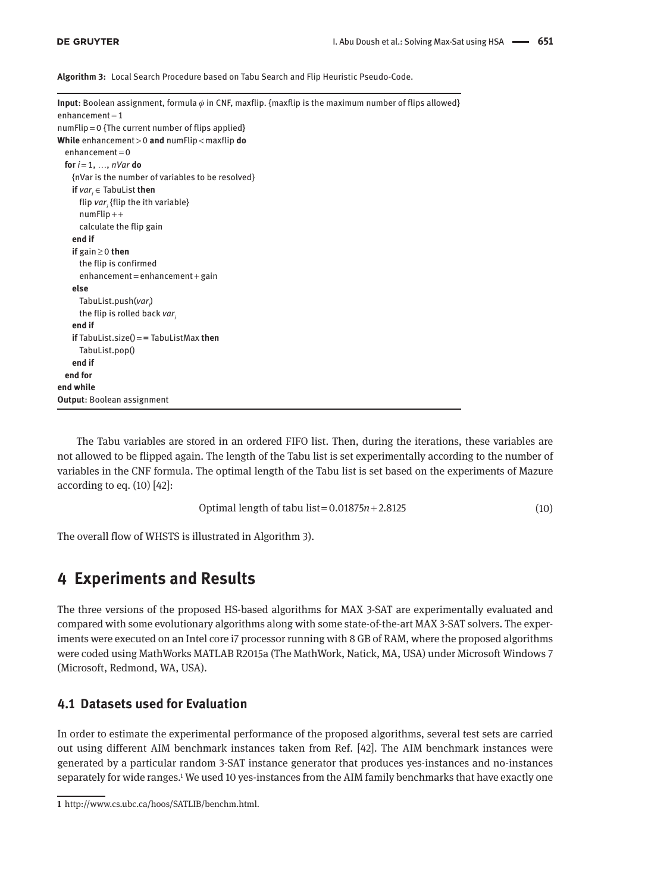**Algorithm 3:** Local Search Procedure based on Tabu Search and Flip Heuristic Pseudo-Code.

```
Input: Boolean assignment, formula φ in CNF, maxflip. {maxflip is the maximum number of flips allowed}
enhancement = 1
numFlip = 0 {The current number of flips applied}
While enhancement > 0 and numFlip < maxflip do
  enhancement = 0
  for i = 1, …, nVar do
    {nVar is the number of variables to be resolved}
    if var_i ∈ TabuList then
      flip var_i {flip the ith variable}
      numFlip++
      calculate the flip gain
    end if
    if gain ≥ 0 then
      the flip is confirmed
      enhancement = enhancement + gain
    else
      TabuList.push(var_i)
      the flip is rolled back var_i
    end if
    if TabuList.size() == TabuListMax then
      TabuList.pop()
    end if
  end for
end while
Output: Boolean assignment
```

The Tabu variables are stored in an ordered FIFO list. Then, during the iterations, these variables are not allowed to be flipped again. The length of the Tabu list is set experimentally according to the number of variables in the CNF formula. The optimal length of the Tabu list is set based on the experiments of Mazure according to eq. (10) [42]:

$$\text{Optimal length of tabu list} = 0.01875n + 2.8125 \tag{10}$$

The overall flow of WHSTS is illustrated in Algorithm 3).

# 4 Experiments and Results

The three versions of the proposed HS-based algorithms for MAX 3-SAT are experimentally evaluated and compared with some evolutionary algorithms along with some state-of-the-art MAX 3-SAT solvers. The experiments were executed on an Intel core i7 processor running with 8 GB of RAM, where the proposed algorithms were coded using MathWorks MATLAB R2015a (The MathWork, Natick, MA, USA) under Microsoft Windows 7 (Microsoft, Redmond, WA, USA).

## 4.1 Datasets used for Evaluation

In order to estimate the experimental performance of the proposed algorithms, several test sets are carried out using different AIM benchmark instances taken from Ref. [42]. The AIM benchmark instances were generated by a particular random 3-SAT instance generator that produces yes-instances and no-instances separately for wide ranges.[1] We used 10 yes-instances from the AIM family benchmarks that have exactly one

[1] http://www.cs.ubc.ca/hoos/SATLIB/benchm.html.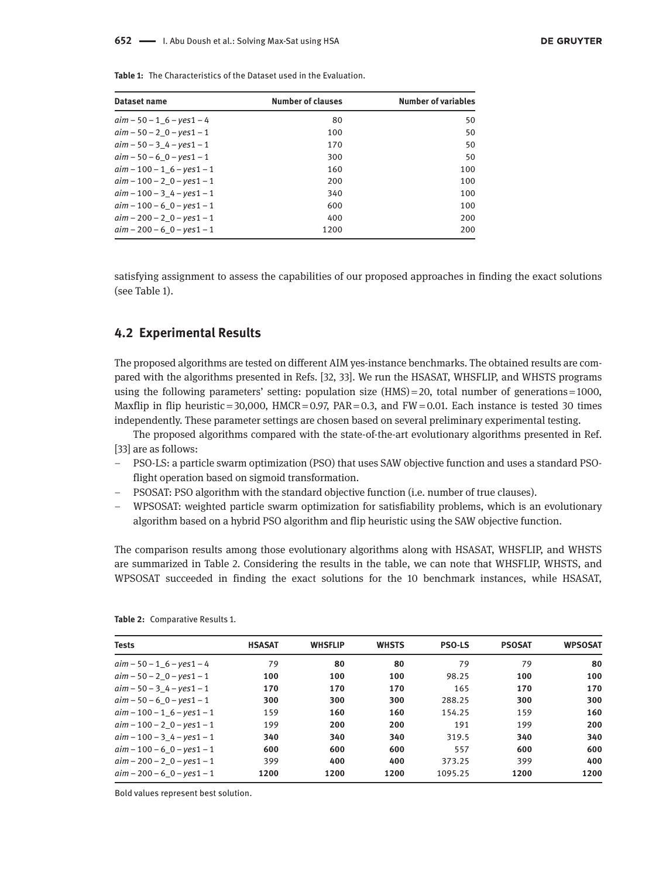**Table 1:** The Characteristics of the Dataset used in the Evaluation.

| Dataset name | Number of clauses | Number of variables |
|---|---|---|
| $aim-50-1\_6-yes1-4$ | 80 | 50 |
| $aim-50-2\_0-yes1-1$ | 100 | 50 |
| $aim-50-3\_4-yes1-1$ | 170 | 50 |
| $aim-50-6\_0-yes1-1$ | 300 | 50 |
| $aim-100-1\_6-yes1-1$ | 160 | 100 |
| $aim-100-2\_0-yes1-1$ | 200 | 100 |
| $aim-100-3\_4-yes1-1$ | 340 | 100 |
| $aim-100-6\_0-yes1-1$ | 600 | 100 |
| $aim-200-2\_0-yes1-1$ | 400 | 200 |
| $aim-200-6\_0-yes1-1$ | 1200 | 200 |

satisfying assignment to assess the capabilities of our proposed approaches in finding the exact solutions (see Table 1).

## 4.2 Experimental Results

The proposed algorithms are tested on different AIM yes-instance benchmarks. The obtained results are compared with the algorithms presented in Refs. [32, 33]. We run the HSASAT, WHSFLIP, and WHSTS programs using the following parameters' setting: population size (HMS) = 20, total number of generations = 1000, Maxflip in flip heuristic = 30,000, HMCR = 0.97, PAR = 0.3, and FW = 0.01. Each instance is tested 30 times independently. These parameter settings are chosen based on several preliminary experimental testing.

The proposed algorithms compared with the state-of-the-art evolutionary algorithms presented in Ref. [33] are as follows:

- PSO-LS: a particle swarm optimization (PSO) that uses SAW objective function and uses a standard PSO-flight operation based on sigmoid transformation.
- PSOSAT: PSO algorithm with the standard objective function (i.e. number of true clauses).
- WPSOSAT: weighted particle swarm optimization for satisfiability problems, which is an evolutionary algorithm based on a hybrid PSO algorithm and flip heuristic using the SAW objective function.

The comparison results among those evolutionary algorithms along with HSASAT, WHSFLIP, and WHSTS are summarized in Table 2. Considering the results in the table, we can note that WHSFLIP, WHSTS, and WPSOSAT succeeded in finding the exact solutions for the 10 benchmark instances, while HSASAT,

**Table 2:** Comparative Results 1.

| Tests | HSASAT | WHSFLIP | WHSTS | PSO-LS | PSOSAT | WPSOSAT |
|---|---|---|---|---|---|---|
| $aim-50-1\_6-yes1-4$ | 79 | **80** | **80** | 79 | 79 | **80** |
| $aim-50-2\_0-yes1-1$ | **100** | **100** | **100** | 98.25 | **100** | **100** |
| $aim-50-3\_4-yes1-1$ | **170** | **170** | **170** | 165 | **170** | **170** |
| $aim-50-6\_0-yes1-1$ | **300** | **300** | **300** | 288.25 | **300** | **300** |
| $aim-100-1\_6-yes1-1$ | 159 | **160** | **160** | 154.25 | 159 | **160** |
| $aim-100-2\_0-yes1-1$ | 199 | **200** | **200** | 191 | 199 | **200** |
| $aim-100-3\_4-yes1-1$ | **340** | **340** | **340** | 319.5 | **340** | **340** |
| $aim-100-6\_0-yes1-1$ | **600** | **600** | **600** | 557 | **600** | **600** |
| $aim-200-2\_0-yes1-1$ | 399 | **400** | **400** | 373.25 | 399 | **400** |
| $aim-200-6\_0-yes1-1$ | **1200** | **1200** | **1200** | 1095.25 | **1200** | **1200** |

Bold values represent best solution.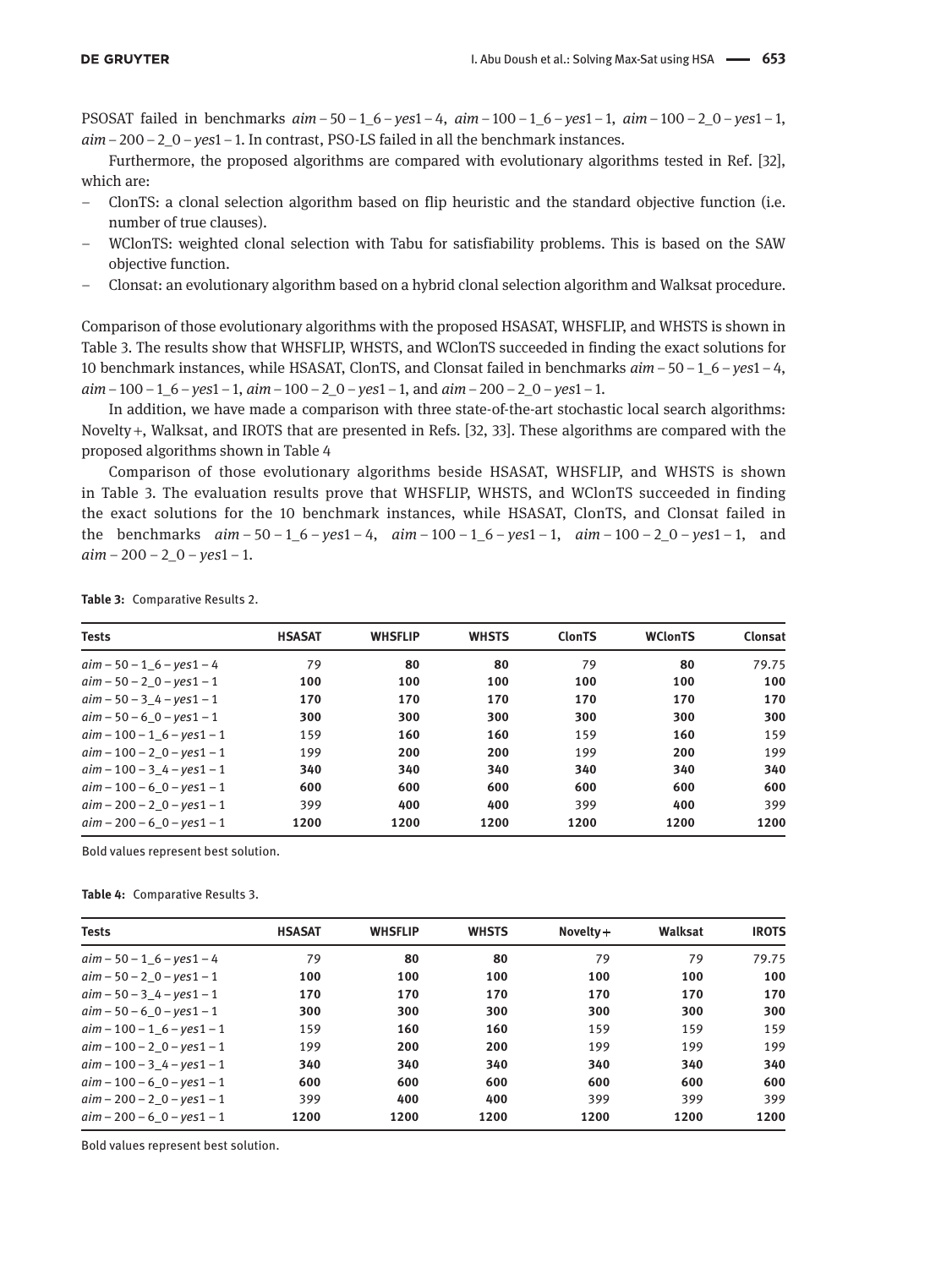PSOSAT failed in benchmarks $aim-50-1\_6-yes1-4$, $aim-100-1\_6-yes1-1$, $aim-100-2\_0-yes1-1$, $aim-200-2\_0-yes1-1$. In contrast, PSO-LS failed in all the benchmark instances.

Furthermore, the proposed algorithms are compared with evolutionary algorithms tested in Ref. [32], which are:

- ClonTS: a clonal selection algorithm based on flip heuristic and the standard objective function (i.e. number of true clauses).
- WClonTS: weighted clonal selection with Tabu for satisfiability problems. This is based on the SAW objective function.
- Clonsat: an evolutionary algorithm based on a hybrid clonal selection algorithm and Walksat procedure.

Comparison of those evolutionary algorithms with the proposed HSASAT, WHSFLIP, and WHSTS is shown in Table 3. The results show that WHSFLIP, WHSTS, and WClonTS succeeded in finding the exact solutions for 10 benchmark instances, while HSASAT, ClonTS, and Clonsat failed in benchmarks $aim-50-1\_6-yes1-4$, $aim-100-1\_6-yes1-1$, $aim-100-2\_0-yes1-1$, and $aim-200-2\_0-yes1-1$.

In addition, we have made a comparison with three state-of-the-art stochastic local search algorithms: Novelty+, Walksat, and IROTS that are presented in Refs. [32, 33]. These algorithms are compared with the proposed algorithms shown in Table 4

Comparison of those evolutionary algorithms beside HSASAT, WHSFLIP, and WHSTS is shown in Table 3. The evaluation results prove that WHSFLIP, WHSTS, and WClonTS succeeded in finding the exact solutions for the 10 benchmark instances, while HSASAT, ClonTS, and Clonsat failed in the benchmarks $aim-50-1\_6-yes1-4$, $aim-100-1\_6-yes1-1$, $aim-100-2\_0-yes1-1$, and $aim-200-2\_0-yes1-1$.

**Table 3:** Comparative Results 2.

| Tests | HSASAT | WHSFLIP | WHSTS | ClonTS | WClonTS | Clonsat |
|---|---|---|---|---|---|---|
| $aim-50-1\_6-yes1-4$ | 79 | **80** | **80** | 79 | **80** | 79.75 |
| $aim-50-2\_0-yes1-1$ | **100** | **100** | **100** | **100** | **100** | **100** |
| $aim-50-3\_4-yes1-1$ | **170** | **170** | **170** | **170** | **170** | **170** |
| $aim-50-6\_0-yes1-1$ | **300** | **300** | **300** | **300** | **300** | **300** |
| $aim-100-1\_6-yes1-1$ | 159 | **160** | **160** | 159 | **160** | 159 |
| $aim-100-2\_0-yes1-1$ | 199 | **200** | **200** | 199 | **200** | 199 |
| $aim-100-3\_4-yes1-1$ | **340** | **340** | **340** | **340** | **340** | **340** |
| $aim-100-6\_0-yes1-1$ | **600** | **600** | **600** | **600** | **600** | **600** |
| $aim-200-2\_0-yes1-1$ | 399 | **400** | **400** | 399 | **400** | 399 |
| $aim-200-6\_0-yes1-1$ | **1200** | **1200** | **1200** | **1200** | **1200** | **1200** |

Bold values represent best solution.

**Table 4:** Comparative Results 3.

| Tests | HSASAT | WHSFLIP | WHSTS | Novelty+ | Walksat | IROTS |
|---|---|---|---|---|---|---|
| $aim-50-1\_6-yes1-4$ | 79 | **80** | **80** | 79 | 79 | 79.75 |
| $aim-50-2\_0-yes1-1$ | **100** | **100** | **100** | **100** | **100** | **100** |
| $aim-50-3\_4-yes1-1$ | **170** | **170** | **170** | **170** | **170** | **170** |
| $aim-50-6\_0-yes1-1$ | **300** | **300** | **300** | **300** | **300** | **300** |
| $aim-100-1\_6-yes1-1$ | 159 | **160** | **160** | 159 | 159 | 159 |
| $aim-100-2\_0-yes1-1$ | 199 | **200** | **200** | 199 | 199 | 199 |
| $aim-100-3\_4-yes1-1$ | **340** | **340** | **340** | **340** | **340** | **340** |
| $aim-100-6\_0-yes1-1$ | **600** | **600** | **600** | **600** | **600** | **600** |
| $aim-200-2\_0-yes1-1$ | 399 | **400** | **400** | 399 | 399 | 399 |
| $aim-200-6\_0-yes1-1$ | **1200** | **1200** | **1200** | **1200** | **1200** | **1200** |

Bold values represent best solution.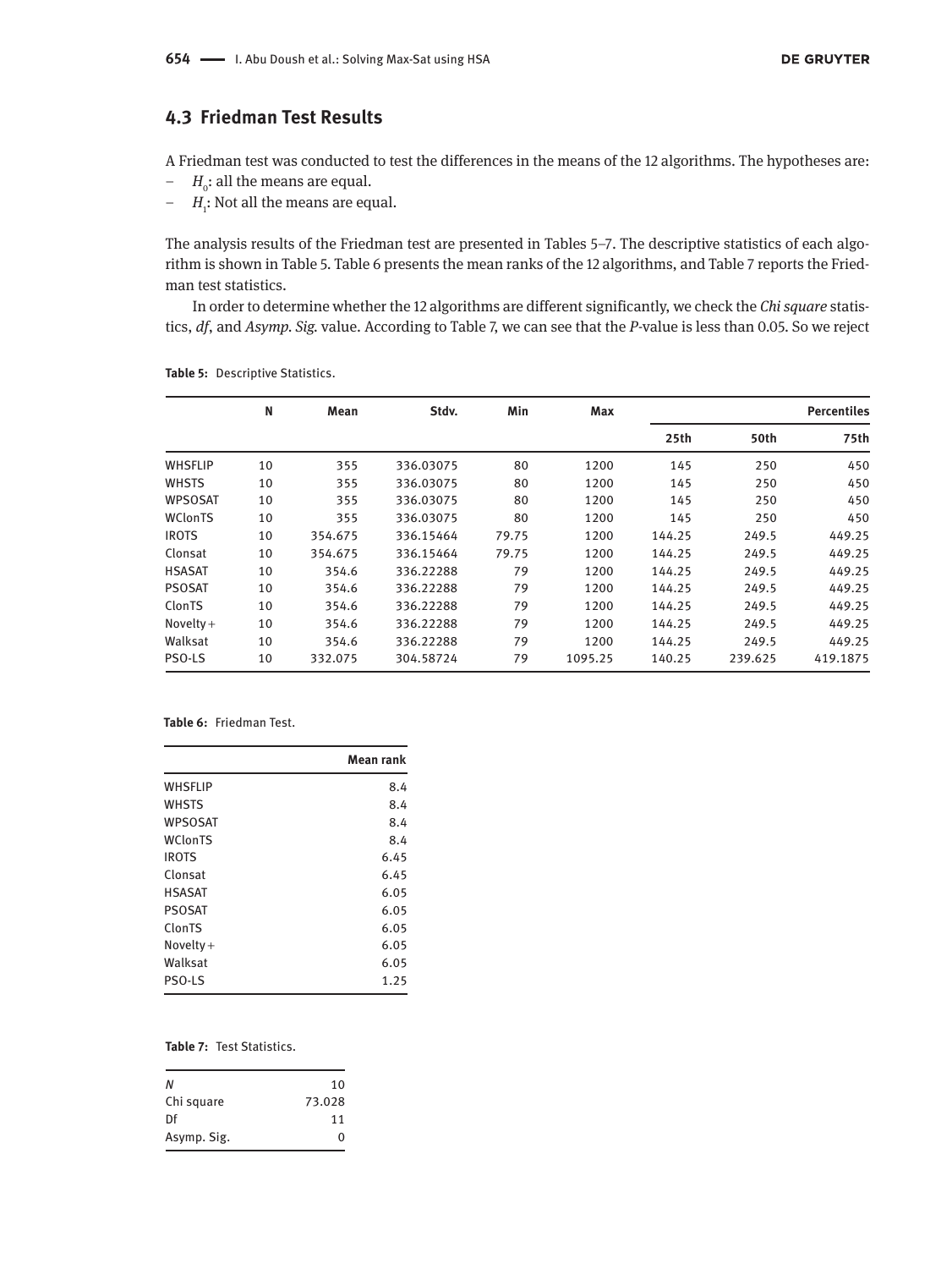## 4.3 Friedman Test Results

A Friedman test was conducted to test the differences in the means of the 12 algorithms. The hypotheses are:

- $H_0$: all the means are equal.
- $H_1$: Not all the means are equal.

The analysis results of the Friedman test are presented in Tables 5–7. The descriptive statistics of each algorithm is shown in Table 5. Table 6 presents the mean ranks of the 12 algorithms, and Table 7 reports the Friedman test statistics.

In order to determine whether the 12 algorithms are different significantly, we check the *Chi square* statistics, *df*, and *Asymp. Sig.* value. According to Table 7, we can see that the *P*-value is less than 0.05. So we reject

**Table 5:** Descriptive Statistics.

| | N | Mean | Stdv. | Min | Max | Percentiles | | |
|---|---|---|---|---|---|---|---|---|
| | | | | | | 25th | 50th | 75th |
| WHSFLIP | 10 | 355 | 336.03075 | 80 | 1200 | 145 | 250 | 450 |
| WHSTS | 10 | 355 | 336.03075 | 80 | 1200 | 145 | 250 | 450 |
| WPSOSAT | 10 | 355 | 336.03075 | 80 | 1200 | 145 | 250 | 450 |
| WClonTS | 10 | 355 | 336.03075 | 80 | 1200 | 145 | 250 | 450 |
| IROTS | 10 | 354.675 | 336.15464 | 79.75 | 1200 | 144.25 | 249.5 | 449.25 |
| Clonsat | 10 | 354.675 | 336.15464 | 79.75 | 1200 | 144.25 | 249.5 | 449.25 |
| HSASAT | 10 | 354.6 | 336.22288 | 79 | 1200 | 144.25 | 249.5 | 449.25 |
| PSOSAT | 10 | 354.6 | 336.22288 | 79 | 1200 | 144.25 | 249.5 | 449.25 |
| ClonTS | 10 | 354.6 | 336.22288 | 79 | 1200 | 144.25 | 249.5 | 449.25 |
| Novelty+ | 10 | 354.6 | 336.22288 | 79 | 1200 | 144.25 | 249.5 | 449.25 |
| Walksat | 10 | 354.6 | 336.22288 | 79 | 1200 | 144.25 | 249.5 | 449.25 |
| PSO-LS | 10 | 332.075 | 304.58724 | 79 | 1095.25 | 140.25 | 239.625 | 419.1875 |

**Table 6:** Friedman Test.

| | Mean rank |
|---|---|
| WHSFLIP | 8.4 |
| WHSTS | 8.4 |
| WPSOSAT | 8.4 |
| WClonTS | 8.4 |
| IROTS | 6.45 |
| Clonsat | 6.45 |
| HSASAT | 6.05 |
| PSOSAT | 6.05 |
| ClonTS | 6.05 |
| Novelty+ | 6.05 |
| Walksat | 6.05 |
| PSO-LS | 1.25 |

**Table 7:** Test Statistics.

| | |
|---|---|
| *N* | 10 |
| Chi square | 73.028 |
| Df | 11 |
| Asymp. Sig. | 0 |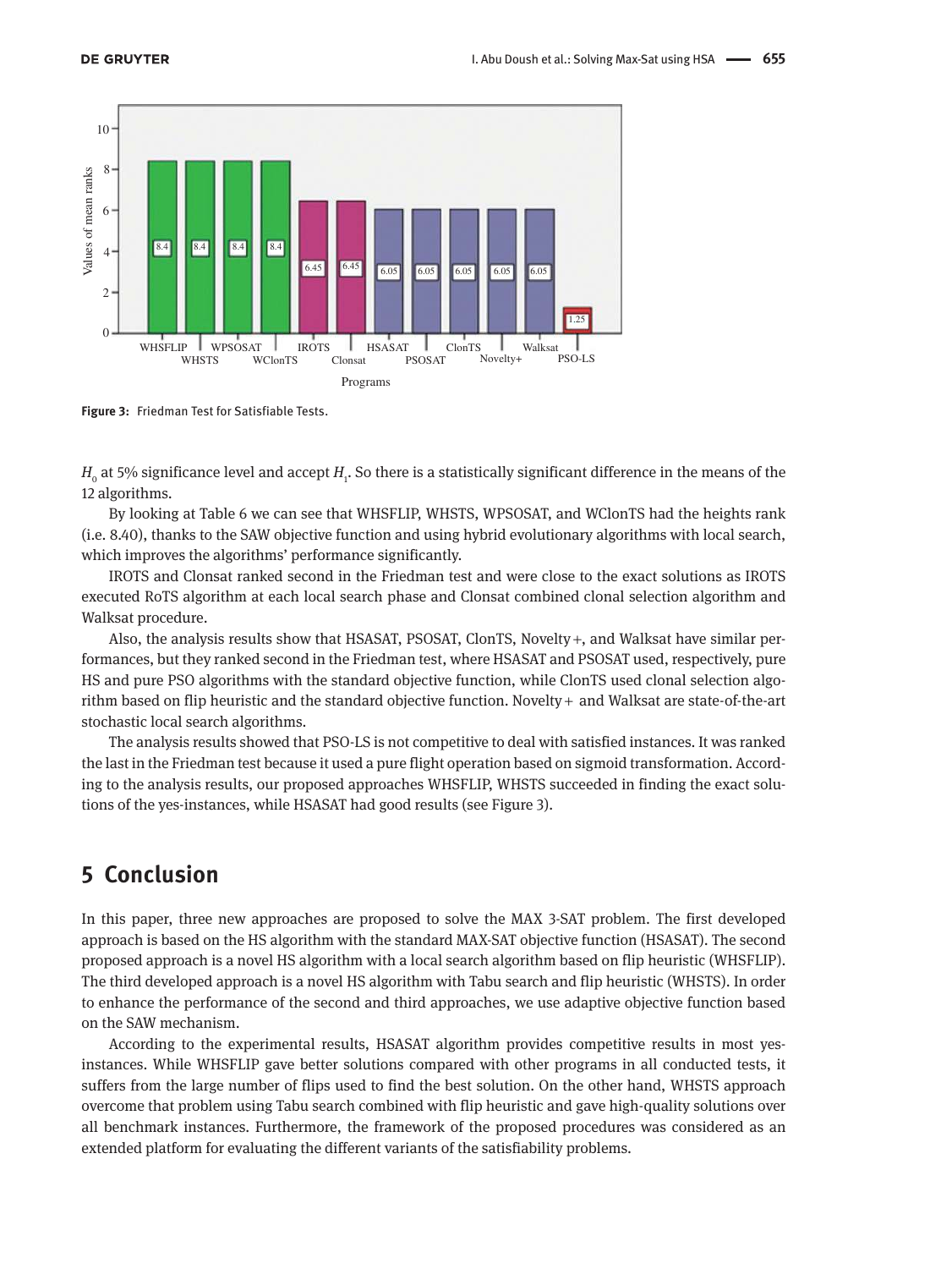Figure 3: Friedman Test for Satisfiable Tests.

$H_0$ at 5% significance level and accept $H_1$. So there is a statistically significant difference in the means of the 12 algorithms.

By looking at Table 6 we can see that WHSFLIP, WHSTS, WPSOSAT, and WClonTS had the heights rank (i.e. 8.40), thanks to the SAW objective function and using hybrid evolutionary algorithms with local search, which improves the algorithms' performance significantly.

IROTS and Clonsat ranked second in the Friedman test and were close to the exact solutions as IROTS executed RoTS algorithm at each local search phase and Clonsat combined clonal selection algorithm and Walksat procedure.

Also, the analysis results show that HSASAT, PSOSAT, ClonTS, Novelty+, and Walksat have similar performances, but they ranked second in the Friedman test, where HSASAT and PSOSAT used, respectively, pure HS and pure PSO algorithms with the standard objective function, while ClonTS used clonal selection algorithm based on flip heuristic and the standard objective function. Novelty+ and Walksat are state-of-the-art stochastic local search algorithms.

The analysis results showed that PSO-LS is not competitive to deal with satisfied instances. It was ranked the last in the Friedman test because it used a pure flight operation based on sigmoid transformation. According to the analysis results, our proposed approaches WHSFLIP, WHSTS succeeded in finding the exact solutions of the yes-instances, while HSASAT had good results (see Figure 3).

## 5 Conclusion

In this paper, three new approaches are proposed to solve the MAX 3-SAT problem. The first developed approach is based on the HS algorithm with the standard MAX-SAT objective function (HSASAT). The second proposed approach is a novel HS algorithm with a local search algorithm based on flip heuristic (WHSFLIP). The third developed approach is a novel HS algorithm with Tabu search and flip heuristic (WHSTS). In order to enhance the performance of the second and third approaches, we use adaptive objective function based on the SAW mechanism.

According to the experimental results, HSASAT algorithm provides competitive results in most yes-instances. While WHSFLIP gave better solutions compared with other programs in all conducted tests, it suffers from the large number of flips used to find the best solution. On the other hand, WHSTS approach overcome that problem using Tabu search combined with flip heuristic and gave high-quality solutions over all benchmark instances. Furthermore, the framework of the proposed procedures was considered as an extended platform for evaluating the different variants of the satisfiability problems.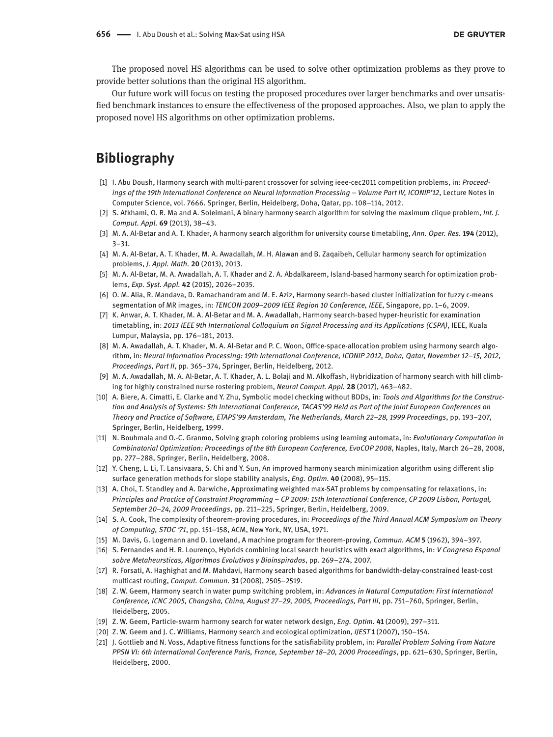The proposed novel HS algorithms can be used to solve other optimization problems as they prove to provide better solutions than the original HS algorithm.

Our future work will focus on testing the proposed procedures over larger benchmarks and over unsatisfied benchmark instances to ensure the effectiveness of the proposed approaches. Also, we plan to apply the proposed novel HS algorithms on other optimization problems.

## Bibliography

[1] I. Abu Doush, Harmony search with multi-parent crossover for solving ieee-cec2011 competition problems, in: *Proceedings of the 19th International Conference on Neural Information Processing – Volume Part IV, ICONIP'12*, Lecture Notes in Computer Science, vol. 7666. Springer, Berlin, Heidelberg, Doha, Qatar, pp. 108–114, 2012.

[2] S. Afkhami, O. R. Ma and A. Soleimani, A binary harmony search algorithm for solving the maximum clique problem, *Int. J. Comput. Appl.* **69** (2013), 38–43.

[3] M. A. Al-Betar and A. T. Khader, A harmony search algorithm for university course timetabling, *Ann. Oper. Res.* **194** (2012), 3–31.

[4] M. A. Al-Betar, A. T. Khader, M. A. Awadallah, M. H. Alawan and B. Zaqaibeh, Cellular harmony search for optimization problems, *J. Appl. Math.* **20** (2013), 2013.

[5] M. A. Al-Betar, M. A. Awadallah, A. T. Khader and Z. A. Abdalkareem, Island-based harmony search for optimization problems, *Exp. Syst. Appl.* **42** (2015), 2026–2035.

[6] O. M. Alia, R. Mandava, D. Ramachandram and M. E. Aziz, Harmony search-based cluster initialization for fuzzy c-means segmentation of MR images, in: *TENCON 2009–2009 IEEE Region 10 Conference, IEEE*, Singapore, pp. 1–6, 2009.

[7] K. Anwar, A. T. Khader, M. A. Al-Betar and M. A. Awadallah, Harmony search-based hyper-heuristic for examination timetabling, in: *2013 IEEE 9th International Colloquium on Signal Processing and its Applications (CSPA)*, IEEE, Kuala Lumpur, Malaysia, pp. 176–181, 2013.

[8] M. A. Awadallah, A. T. Khader, M. A. Al-Betar and P. C. Woon, Office-space-allocation problem using harmony search algorithm, in: *Neural Information Processing: 19th International Conference, ICONIP 2012, Doha, Qatar, November 12–15, 2012, Proceedings, Part II*, pp. 365–374, Springer, Berlin, Heidelberg, 2012.

[9] M. A. Awadallah, M. A. Al-Betar, A. T. Khader, A. L. Bolaji and M. Alkoffash, Hybridization of harmony search with hill climbing for highly constrained nurse rostering problem, *Neural Comput. Appl.* **28** (2017), 463–482.

[10] A. Biere, A. Cimatti, E. Clarke and Y. Zhu, Symbolic model checking without BDDs, in: *Tools and Algorithms for the Construction and Analysis of Systems: 5th International Conference, TACAS'99 Held as Part of the Joint European Conferences on Theory and Practice of Software, ETAPS'99 Amsterdam, The Netherlands, March 22–28, 1999 Proceedings*, pp. 193–207, Springer, Berlin, Heidelberg, 1999.

[11] N. Bouhmala and O.-C. Granmo, Solving graph coloring problems using learning automata, in: *Evolutionary Computation in Combinatorial Optimization: Proceedings of the 8th European Conference, EvoCOP 2008*, Naples, Italy, March 26–28, 2008, pp. 277–288, Springer, Berlin, Heidelberg, 2008.

[12] Y. Cheng, L. Li, T. Lansivaara, S. Chi and Y. Sun, An improved harmony search minimization algorithm using different slip surface generation methods for slope stability analysis, *Eng. Optim.* **40** (2008), 95–115.

[13] A. Choi, T. Standley and A. Darwiche, Approximating weighted max-SAT problems by compensating for relaxations, in: *Principles and Practice of Constraint Programming – CP 2009: 15th International Conference*, *CP 2009 Lisbon, Portugal, September 20–24, 2009 Proceedings*, pp. 211–225, Springer, Berlin, Heidelberg, 2009.

[14] S. A. Cook, The complexity of theorem-proving procedures, in: *Proceedings of the Third Annual ACM Symposium on Theory of Computing, STOC '71*, pp. 151–158, ACM, New York, NY, USA, 1971.

[15] M. Davis, G. Logemann and D. Loveland, A machine program for theorem-proving, *Commun. ACM* **5** (1962), 394–397.

[16] S. Fernandes and H. R. Lourenço, Hybrids combining local search heuristics with exact algorithms, in: *V Congreso Espanol sobre Metaheursticas, Algoritmos Evolutivos y Bioinspirados*, pp. 269–274, 2007.

[17] R. Forsati, A. Haghighat and M. Mahdavi, Harmony search based algorithms for bandwidth-delay-constrained least-cost multicast routing, *Comput. Commun.* **31** (2008), 2505–2519.

[18] Z. W. Geem, Harmony search in water pump switching problem, in: *Advances in Natural Computation: First International Conference, ICNC 2005, Changsha, China, August 27–29, 2005, Proceedings, Part III*, pp. 751–760, Springer, Berlin, Heidelberg, 2005.

[19] Z. W. Geem, Particle-swarm harmony search for water network design, *Eng. Optim.* **41** (2009), 297–311.

[20] Z. W. Geem and J. C. Williams, Harmony search and ecological optimization, *IJEST* **1** (2007), 150–154.

[21] J. Gottlieb and N. Voss, Adaptive fitness functions for the satisfiability problem, in: *Parallel Problem Solving From Nature PPSN VI: 6th International Conference Paris, France, September 18–20, 2000 Proceedings*, pp. 621–630, Springer, Berlin, Heidelberg, 2000.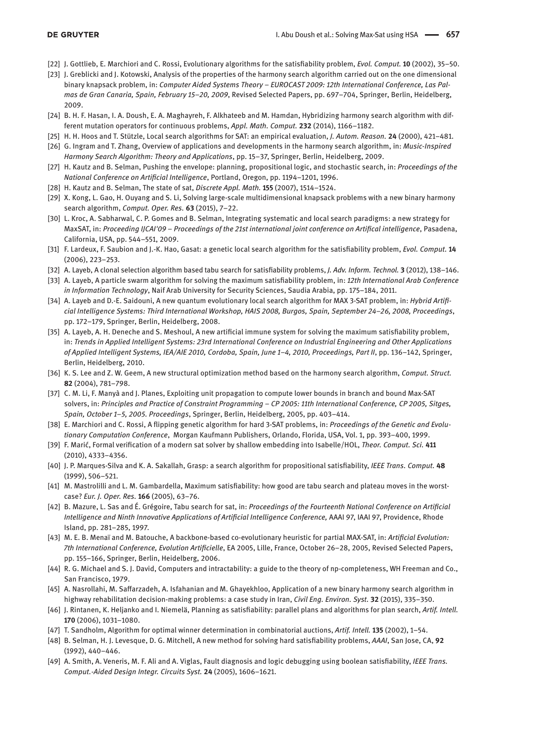[22] J. Gottlieb, E. Marchiori and C. Rossi, Evolutionary algorithms for the satisfiability problem, *Evol. Comput.* **10** (2002), 35–50.

[23] J. Greblicki and J. Kotowski, Analysis of the properties of the harmony search algorithm carried out on the one dimensional binary knapsack problem, in: *Computer Aided Systems Theory – EUROCAST 2009: 12th International Conference, Las Palmas de Gran Canaria, Spain, February 15–20, 2009*, Revised Selected Papers, pp. 697–704, Springer, Berlin, Heidelberg, 2009.

[24] B. H. F. Hasan, I. A. Doush, E. A. Maghayreh, F. Alkhateeb and M. Hamdan, Hybridizing harmony search algorithm with different mutation operators for continuous problems, *Appl. Math. Comput.* **232** (2014), 1166–1182.

[25] H. H. Hoos and T. Stützle, Local search algorithms for SAT: an empirical evaluation, *J. Autom. Reason.* **24** (2000), 421–481.

[26] G. Ingram and T. Zhang, Overview of applications and developments in the harmony search algorithm, in: *Music-Inspired Harmony Search Algorithm: Theory and Applications*, pp. 15–37, Springer, Berlin, Heidelberg, 2009.

[27] H. Kautz and B. Selman, Pushing the envelope: planning, propositional logic, and stochastic search, in: *Proceedings of the National Conference on Artificial Intelligence*, Portland, Oregon, pp. 1194–1201, 1996.

[28] H. Kautz and B. Selman, The state of sat, *Discrete Appl. Math.* **155** (2007), 1514–1524.

[29] X. Kong, L. Gao, H. Ouyang and S. Li, Solving large-scale multidimensional knapsack problems with a new binary harmony search algorithm, *Comput. Oper. Res.* **63** (2015), 7–22.

[30] L. Kroc, A. Sabharwal, C. P. Gomes and B. Selman, Integrating systematic and local search paradigms: a new strategy for MaxSAT, in: *Proceeding IJCAI'09 – Proceedings of the 21st international joint conference on Artifical intelligence*, Pasadena, California, USA, pp. 544–551, 2009.

[31] F. Lardeux, F. Saubion and J.-K. Hao, Gasat: a genetic local search algorithm for the satisfiability problem, *Evol. Comput.* **14** (2006), 223–253.

[32] A. Layeb, A clonal selection algorithm based tabu search for satisfiability problems, *J. Adv. Inform. Technol.* **3** (2012), 138–146.

[33] A. Layeb, A particle swarm algorithm for solving the maximum satisfiability problem, in: *12th International Arab Conference in Information Technology*, Naif Arab University for Security Sciences, Saudia Arabia, pp. 175–184, 2011.

[34] A. Layeb and D.-E. Saidouni, A new quantum evolutionary local search algorithm for MAX 3-SAT problem, in: *Hybrid Artificial Intelligence Systems: Third International Workshop, HAIS 2008, Burgos, Spain, September 24–26, 2008, Proceedings*, pp. 172–179, Springer, Berlin, Heidelberg, 2008.

[35] A. Layeb, A. H. Deneche and S. Meshoul, A new artificial immune system for solving the maximum satisfiability problem, in: *Trends in Applied Intelligent Systems: 23rd International Conference on Industrial Engineering and Other Applications of Applied Intelligent Systems, IEA/AIE 2010, Cordoba, Spain, June 1–4, 2010, Proceedings, Part II*, pp. 136–142, Springer, Berlin, Heidelberg, 2010.

[36] K. S. Lee and Z. W. Geem, A new structural optimization method based on the harmony search algorithm, *Comput. Struct.* **82** (2004), 781–798.

[37] C. M. Li, F. Manyà and J. Planes, Exploiting unit propagation to compute lower bounds in branch and bound Max-SAT solvers, in: *Principles and Practice of Constraint Programming – CP 2005: 11th International Conference, CP 2005, Sitges, Spain, October 1–5, 2005. Proceedings*, Springer, Berlin, Heidelberg, 2005, pp. 403–414.

[38] E. Marchiori and C. Rossi, A flipping genetic algorithm for hard 3-SAT problems, in: *Proceedings of the Genetic and Evolutionary Computation Conference*, Morgan Kaufmann Publishers, Orlando, Florida, USA, Vol. 1, pp. 393–400, 1999.

[39] F. Marić, Formal verification of a modern sat solver by shallow embedding into Isabelle/HOL, *Theor. Comput. Sci.* **411** (2010), 4333–4356.

[40] J. P. Marques-Silva and K. A. Sakallah, Grasp: a search algorithm for propositional satisfiability, *IEEE Trans. Comput.* **48** (1999), 506–521.

[41] M. Mastrolilli and L. M. Gambardella, Maximum satisfiability: how good are tabu search and plateau moves in the worst-case? *Eur. J. Oper. Res.* **166** (2005), 63–76.

[42] B. Mazure, L. Sas and É. Grégoire, Tabu search for sat, in: *Proceedings of the Fourteenth National Conference on Artificial Intelligence and Ninth Innovative Applications of Artificial Intelligence Conference,* AAAI 97, IAAI 97, Providence, Rhode Island, pp. 281–285, 1997.

[43] M. E. B. Menaï and M. Batouche, A backbone-based co-evolutionary heuristic for partial MAX-SAT, in: *Artificial Evolution: 7th International Conference, Evolution Artificielle*, EA 2005, Lille, France, October 26–28, 2005, Revised Selected Papers, pp. 155–166, Springer, Berlin, Heidelberg, 2006.

[44] R. G. Michael and S. J. David, Computers and intractability: a guide to the theory of np-completeness, WH Freeman and Co., San Francisco, 1979.

[45] A. Nasrollahi, M. Saffarzadeh, A. Isfahanian and M. Ghayekhloo, Application of a new binary harmony search algorithm in highway rehabilitation decision-making problems: a case study in Iran, *Civil Eng. Environ. Syst.* **32** (2015), 335–350.

[46] J. Rintanen, K. Heljanko and I. Niemelä, Planning as satisfiability: parallel plans and algorithms for plan search, *Artif. Intell.* **170** (2006), 1031–1080.

[47] T. Sandholm, Algorithm for optimal winner determination in combinatorial auctions, *Artif. Intell.* **135** (2002), 1–54.

[48] B. Selman, H. J. Levesque, D. G. Mitchell, A new method for solving hard satisfiability problems, *AAAI*, San Jose, CA, **92** (1992), 440–446.

[49] A. Smith, A. Veneris, M. F. Ali and A. Viglas, Fault diagnosis and logic debugging using boolean satisfiability, *IEEE Trans. Comput.-Aided Design Integr. Circuits Syst.* **24** (2005), 1606–1621.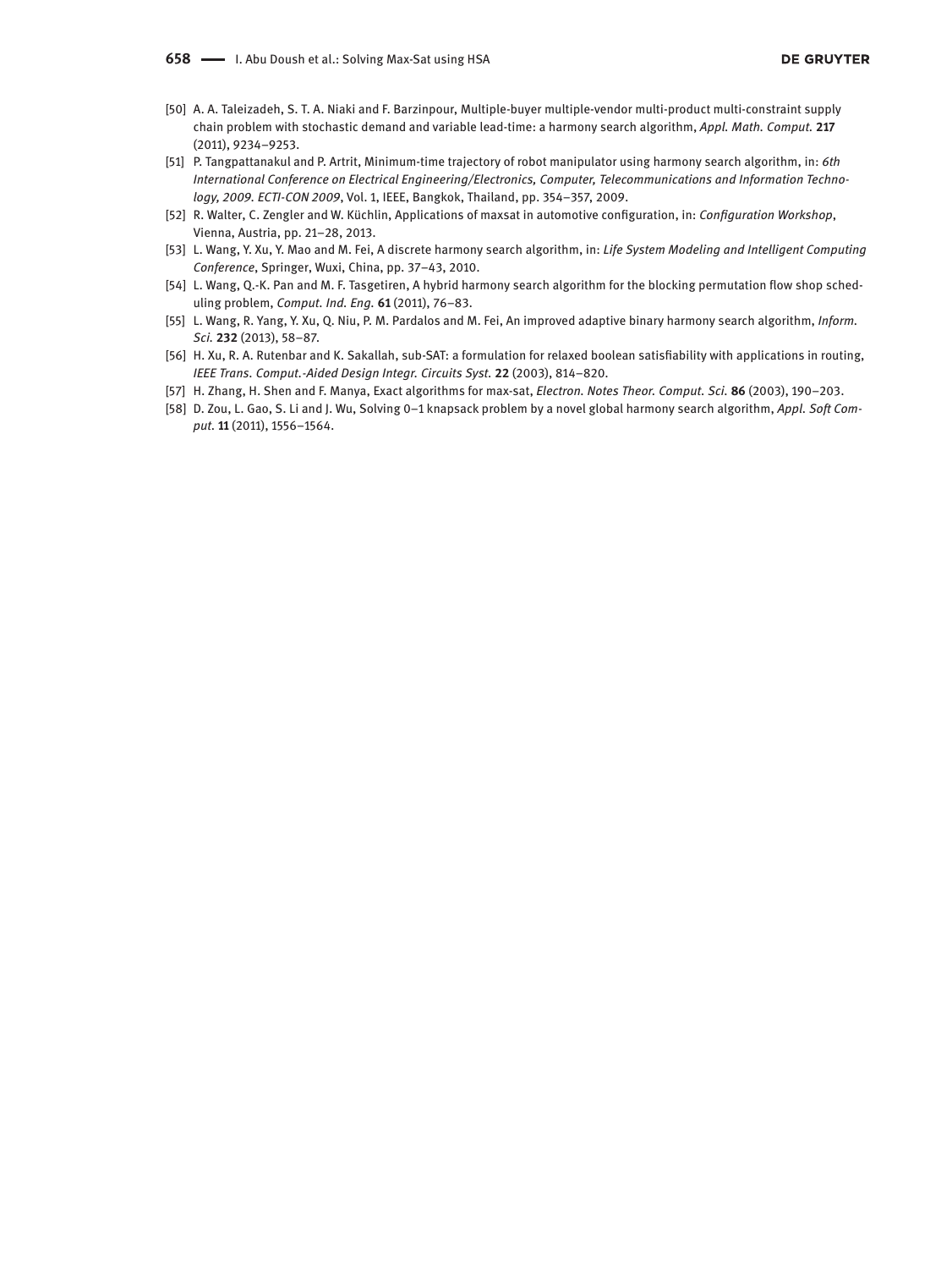[50] A. A. Taleizadeh, S. T. A. Niaki and F. Barzinpour, Multiple-buyer multiple-vendor multi-product multi-constraint supply chain problem with stochastic demand and variable lead-time: a harmony search algorithm, *Appl. Math. Comput.* **217** (2011), 9234–9253.

[51] P. Tangpattanakul and P. Artrit, Minimum-time trajectory of robot manipulator using harmony search algorithm, in: *6th International Conference on Electrical Engineering/Electronics, Computer, Telecommunications and Information Technology, 2009. ECTI-CON 2009*, Vol. 1, IEEE, Bangkok, Thailand, pp. 354–357, 2009.

[52] R. Walter, C. Zengler and W. Küchlin, Applications of maxsat in automotive configuration, in: *Configuration Workshop*, Vienna, Austria, pp. 21–28, 2013.

[53] L. Wang, Y. Xu, Y. Mao and M. Fei, A discrete harmony search algorithm, in: *Life System Modeling and Intelligent Computing Conference*, Springer, Wuxi, China, pp. 37–43, 2010.

[54] L. Wang, Q.-K. Pan and M. F. Tasgetiren, A hybrid harmony search algorithm for the blocking permutation flow shop scheduling problem, *Comput. Ind. Eng.* **61** (2011), 76–83.

[55] L. Wang, R. Yang, Y. Xu, Q. Niu, P. M. Pardalos and M. Fei, An improved adaptive binary harmony search algorithm, *Inform. Sci.* **232** (2013), 58–87.

[56] H. Xu, R. A. Rutenbar and K. Sakallah, sub-SAT: a formulation for relaxed boolean satisfiability with applications in routing, *IEEE Trans. Comput.-Aided Design Integr. Circuits Syst.* **22** (2003), 814–820.

[57] H. Zhang, H. Shen and F. Manya, Exact algorithms for max-sat, *Electron. Notes Theor. Comput. Sci.* **86** (2003), 190–203.

[58] D. Zou, L. Gao, S. Li and J. Wu, Solving 0–1 knapsack problem by a novel global harmony search algorithm, *Appl. Soft Comput.* **11** (2011), 1556–1564.